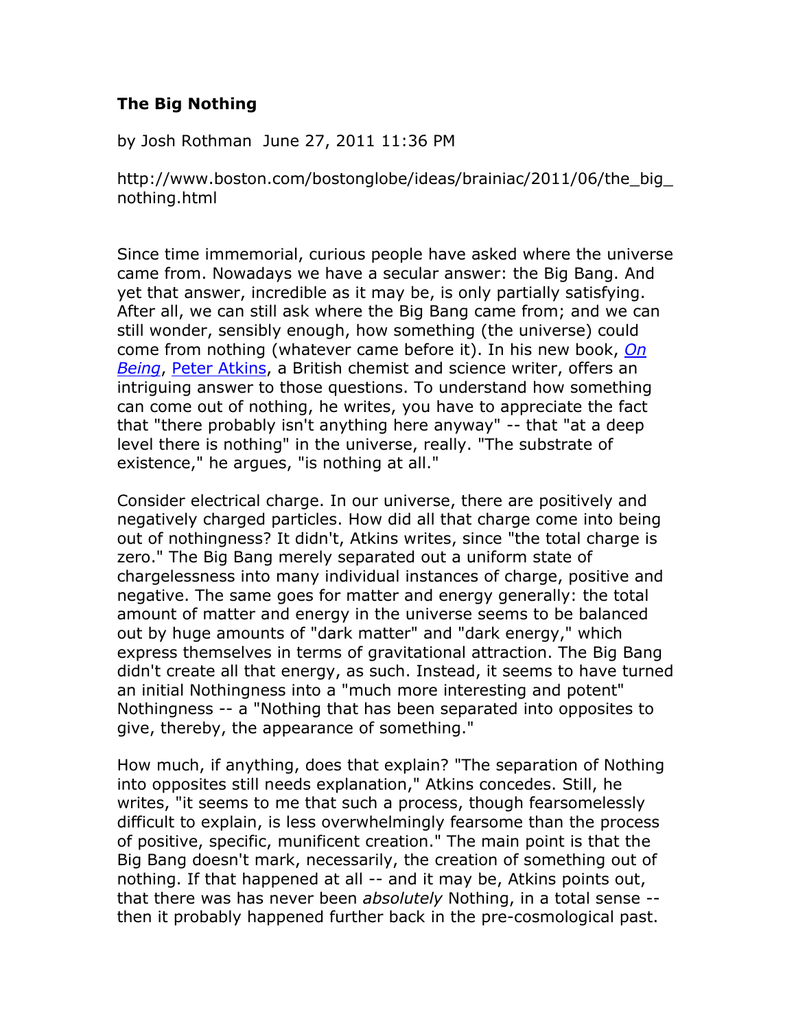**The Big Nothing**

by Josh Rothman June 27, 2011 11:36 PM

http://www.boston.com/bostonglobe/ideas/brainiac/2011/06/the_big_nothing.html

Since time immemorial, curious people have asked where the universe came from. Nowadays we have a secular answer: the Big Bang. And yet that answer, incredible as it may be, is only partially satisfying. After all, we can still ask where the Big Bang came from; and we can still wonder, sensibly enough, how something (the universe) could come from nothing (whatever came before it). In his new book, *On Being*, Peter Atkins, a British chemist and science writer, offers an intriguing answer to those questions. To understand how something can come out of nothing, he writes, you have to appreciate the fact that "there probably isn't anything here anyway" -- that "at a deep level there is nothing" in the universe, really. "The substrate of existence," he argues, "is nothing at all."

Consider electrical charge. In our universe, there are positively and negatively charged particles. How did all that charge come into being out of nothingness? It didn't, Atkins writes, since "the total charge is zero." The Big Bang merely separated out a uniform state of chargelessness into many individual instances of charge, positive and negative. The same goes for matter and energy generally: the total amount of matter and energy in the universe seems to be balanced out by huge amounts of "dark matter" and "dark energy," which express themselves in terms of gravitational attraction. The Big Bang didn't create all that energy, as such. Instead, it seems to have turned an initial Nothingness into a "much more interesting and potent" Nothingness -- a "Nothing that has been separated into opposites to give, thereby, the appearance of something."

How much, if anything, does that explain? "The separation of Nothing into opposites still needs explanation," Atkins concedes. Still, he writes, "it seems to me that such a process, though fearsomelessly difficult to explain, is less overwhelmingly fearsome than the process of positive, specific, munificent creation." The main point is that the Big Bang doesn't mark, necessarily, the creation of something out of nothing. If that happened at all -- and it may be, Atkins points out, that there was has never been *absolutely* Nothing, in a total sense -- then it probably happened further back in the pre-cosmological past.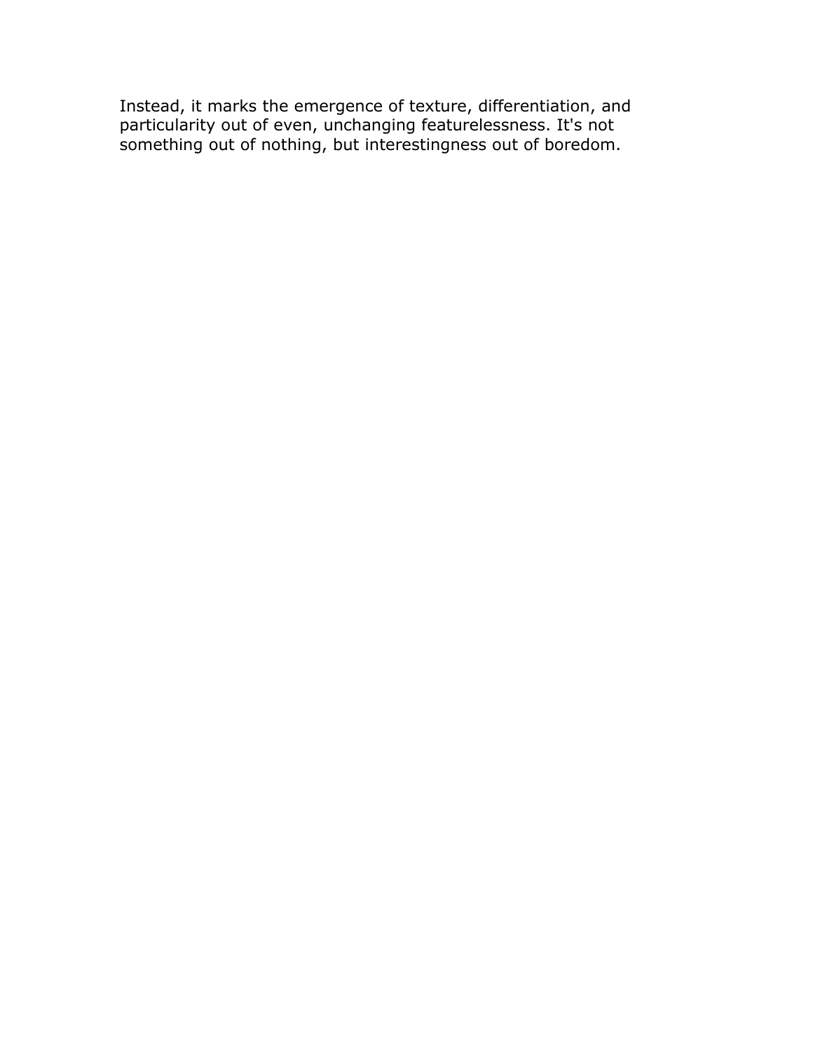Instead, it marks the emergence of texture, differentiation, and particularity out of even, unchanging featurelessness. It's not something out of nothing, but interestingness out of boredom.